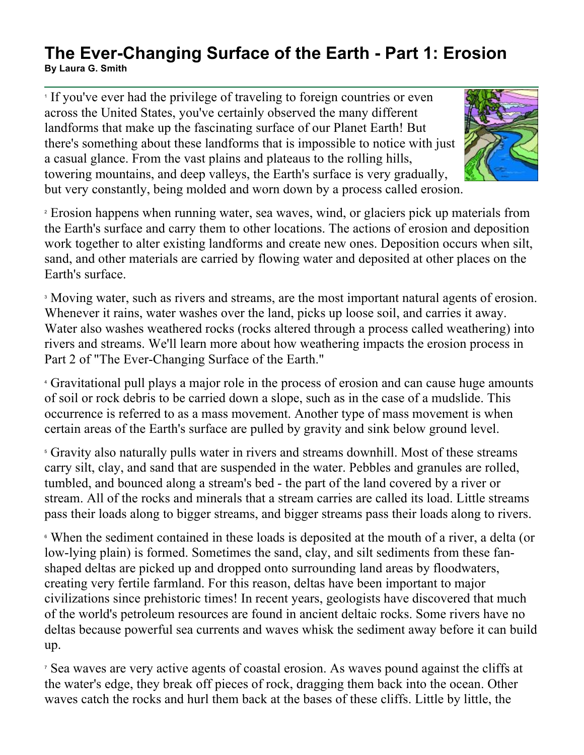# The Ever-Changing Surface of the Earth - Part 1: Erosion

**By Laura G. Smith**

[1] If you've ever had the privilege of traveling to foreign countries or even across the United States, you've certainly observed the many different landforms that make up the fascinating surface of our Planet Earth! But there's something about these landforms that is impossible to notice with just a casual glance. From the vast plains and plateaus to the rolling hills, towering mountains, and deep valleys, the Earth's surface is very gradually, but very constantly, being molded and worn down by a process called erosion.

[2] Erosion happens when running water, sea waves, wind, or glaciers pick up materials from the Earth's surface and carry them to other locations. The actions of erosion and deposition work together to alter existing landforms and create new ones. Deposition occurs when silt, sand, and other materials are carried by flowing water and deposited at other places on the Earth's surface.

[3] Moving water, such as rivers and streams, are the most important natural agents of erosion. Whenever it rains, water washes over the land, picks up loose soil, and carries it away. Water also washes weathered rocks (rocks altered through a process called weathering) into rivers and streams. We'll learn more about how weathering impacts the erosion process in Part 2 of "The Ever-Changing Surface of the Earth."

[4] Gravitational pull plays a major role in the process of erosion and can cause huge amounts of soil or rock debris to be carried down a slope, such as in the case of a mudslide. This occurrence is referred to as a mass movement. Another type of mass movement is when certain areas of the Earth's surface are pulled by gravity and sink below ground level.

[5] Gravity also naturally pulls water in rivers and streams downhill. Most of these streams carry silt, clay, and sand that are suspended in the water. Pebbles and granules are rolled, tumbled, and bounced along a stream's bed - the part of the land covered by a river or stream. All of the rocks and minerals that a stream carries are called its load. Little streams pass their loads along to bigger streams, and bigger streams pass their loads along to rivers.

[6] When the sediment contained in these loads is deposited at the mouth of a river, a delta (or low-lying plain) is formed. Sometimes the sand, clay, and silt sediments from these fan-shaped deltas are picked up and dropped onto surrounding land areas by floodwaters, creating very fertile farmland. For this reason, deltas have been important to major civilizations since prehistoric times! In recent years, geologists have discovered that much of the world's petroleum resources are found in ancient deltaic rocks. Some rivers have no deltas because powerful sea currents and waves whisk the sediment away before it can build up.

[7] Sea waves are very active agents of coastal erosion. As waves pound against the cliffs at the water's edge, they break off pieces of rock, dragging them back into the ocean. Other waves catch the rocks and hurl them back at the bases of these cliffs. Little by little, the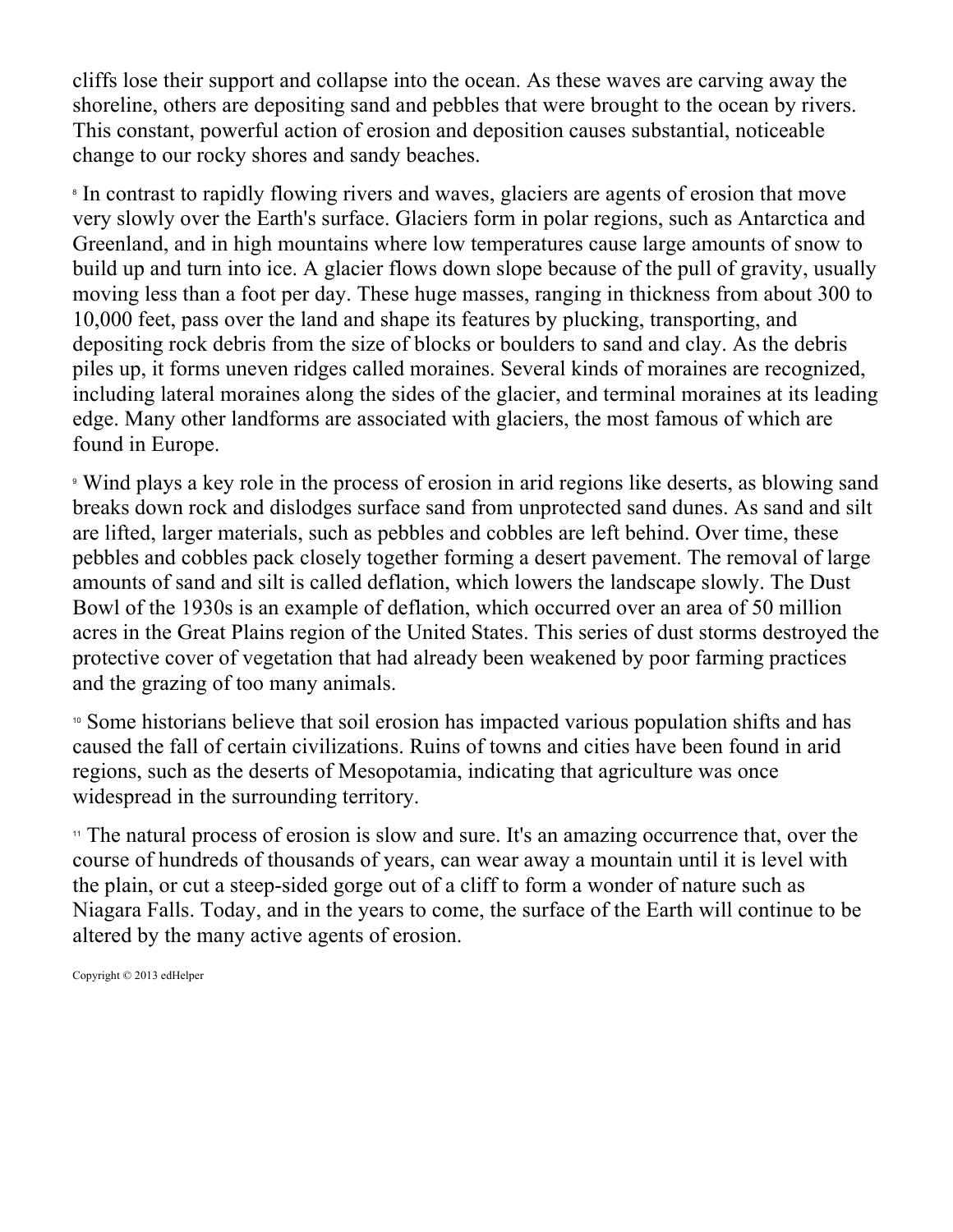cliffs lose their support and collapse into the ocean. As these waves are carving away the shoreline, others are depositing sand and pebbles that were brought to the ocean by rivers. This constant, powerful action of erosion and deposition causes substantial, noticeable change to our rocky shores and sandy beaches.

[8] In contrast to rapidly flowing rivers and waves, glaciers are agents of erosion that move very slowly over the Earth's surface. Glaciers form in polar regions, such as Antarctica and Greenland, and in high mountains where low temperatures cause large amounts of snow to build up and turn into ice. A glacier flows down slope because of the pull of gravity, usually moving less than a foot per day. These huge masses, ranging in thickness from about 300 to 10,000 feet, pass over the land and shape its features by plucking, transporting, and depositing rock debris from the size of blocks or boulders to sand and clay. As the debris piles up, it forms uneven ridges called moraines. Several kinds of moraines are recognized, including lateral moraines along the sides of the glacier, and terminal moraines at its leading edge. Many other landforms are associated with glaciers, the most famous of which are found in Europe.

[9] Wind plays a key role in the process of erosion in arid regions like deserts, as blowing sand breaks down rock and dislodges surface sand from unprotected sand dunes. As sand and silt are lifted, larger materials, such as pebbles and cobbles are left behind. Over time, these pebbles and cobbles pack closely together forming a desert pavement. The removal of large amounts of sand and silt is called deflation, which lowers the landscape slowly. The Dust Bowl of the 1930s is an example of deflation, which occurred over an area of 50 million acres in the Great Plains region of the United States. This series of dust storms destroyed the protective cover of vegetation that had already been weakened by poor farming practices and the grazing of too many animals.

[10] Some historians believe that soil erosion has impacted various population shifts and has caused the fall of certain civilizations. Ruins of towns and cities have been found in arid regions, such as the deserts of Mesopotamia, indicating that agriculture was once widespread in the surrounding territory.

[11] The natural process of erosion is slow and sure. It's an amazing occurrence that, over the course of hundreds of thousands of years, can wear away a mountain until it is level with the plain, or cut a steep-sided gorge out of a cliff to form a wonder of nature such as Niagara Falls. Today, and in the years to come, the surface of the Earth will continue to be altered by the many active agents of erosion.

Copyright © 2013 edHelper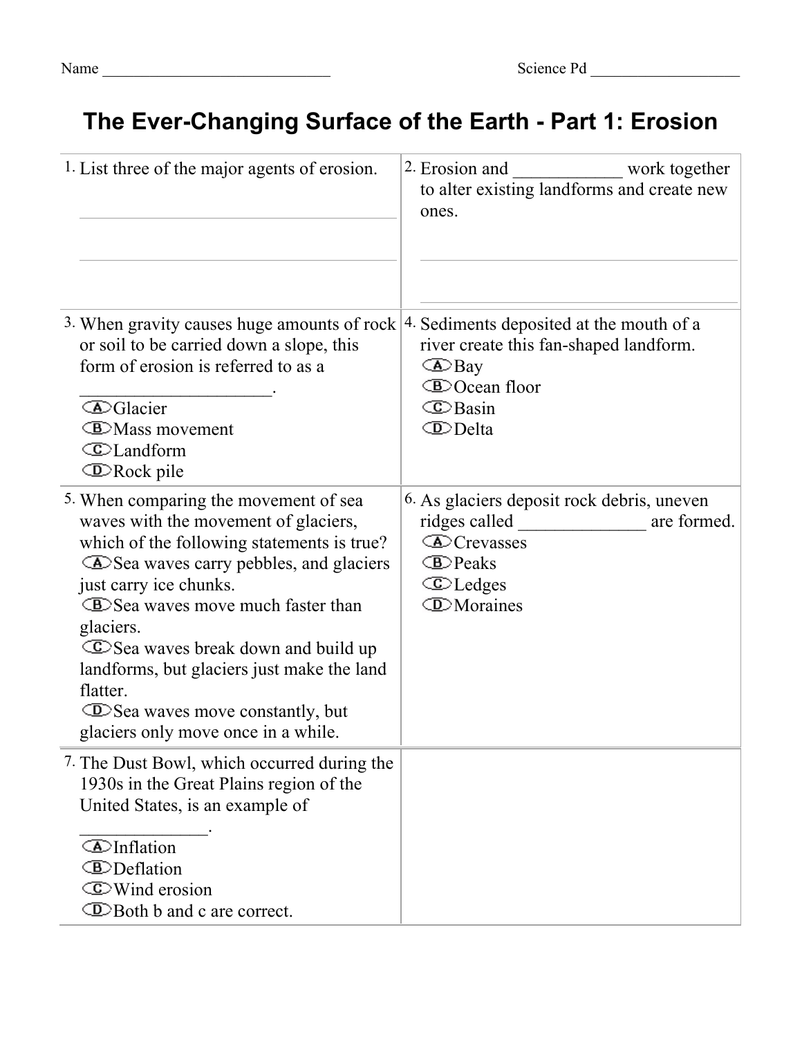Name _____________________________ Science Pd ___________________

# The Ever-Changing Surface of the Earth - Part 1: Erosion

1. List three of the major agents of erosion.

_______________________________________

_______________________________________

2. Erosion and ____________ work together to alter existing landforms and create new ones.

_______________________________________

_______________________________________

3. When gravity causes huge amounts of rock or soil to be carried down a slope, this form of erosion is referred to as ____________________.
   - (A) Glacier
   - (B) Mass movement
   - (C) Landform
   - (D) Rock pile

4. Sediments deposited at the mouth of a river create this fan-shaped landform.
   - (A) Bay
   - (B) Ocean floor
   - (C) Basin
   - (D) Delta

5. When comparing the movement of sea waves with the movement of glaciers, which of the following statements is true?
   - (A) Sea waves carry pebbles, and glaciers just carry ice chunks.
   - (B) Sea waves move much faster than glaciers.
   - (C) Sea waves break down and build up landforms, but glaciers just make the land flatter.
   - (D) Sea waves move constantly, but glaciers only move once in a while.

6. As glaciers deposit rock debris, uneven ridges called ______________ are formed.
   - (A) Crevasses
   - (B) Peaks
   - (C) Ledges
   - (D) Moraines

7. The Dust Bowl, which occurred during the 1930s in the Great Plains region of the United States, is an example of ______________.
   - (A) Inflation
   - (B) Deflation
   - (C) Wind erosion
   - (D) Both b and c are correct.